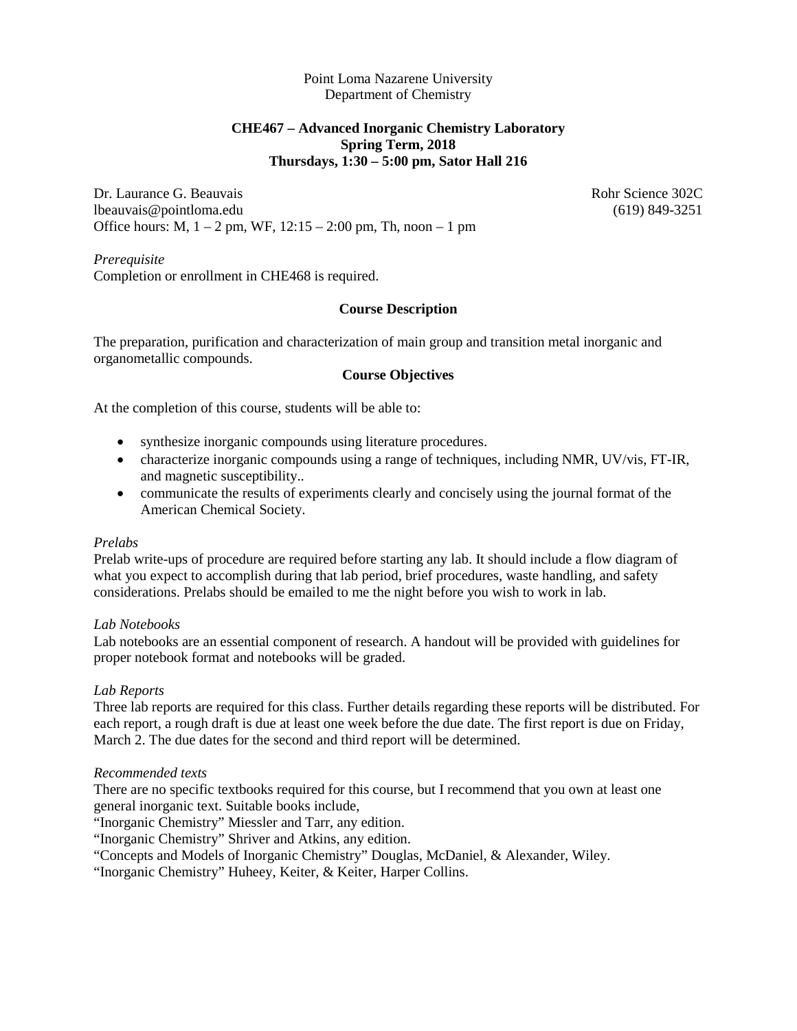Point Loma Nazarene University
Department of Chemistry

**CHE467 – Advanced Inorganic Chemistry Laboratory**
**Spring Term, 2018**
**Thursdays, 1:30 – 5:00 pm, Sator Hall 216**

Dr. Laurance G. Beauvais — Rohr Science 302C
lbeauvais@pointloma.edu — (619) 849-3251
Office hours: M, 1 – 2 pm, WF, 12:15 – 2:00 pm, Th, noon – 1 pm

*Prerequisite*
Completion or enrollment in CHE468 is required.

## Course Description

The preparation, purification and characterization of main group and transition metal inorganic and organometallic compounds.

## Course Objectives

At the completion of this course, students will be able to:

- synthesize inorganic compounds using literature procedures.
- characterize inorganic compounds using a range of techniques, including NMR, UV/vis, FT-IR, and magnetic susceptibility..
- communicate the results of experiments clearly and concisely using the journal format of the American Chemical Society.

*Prelabs*
Prelab write-ups of procedure are required before starting any lab. It should include a flow diagram of what you expect to accomplish during that lab period, brief procedures, waste handling, and safety considerations. Prelabs should be emailed to me the night before you wish to work in lab.

*Lab Notebooks*
Lab notebooks are an essential component of research. A handout will be provided with guidelines for proper notebook format and notebooks will be graded.

*Lab Reports*
Three lab reports are required for this class. Further details regarding these reports will be distributed. For each report, a rough draft is due at least one week before the due date. The first report is due on Friday, March 2. The due dates for the second and third report will be determined.

*Recommended texts*
There are no specific textbooks required for this course, but I recommend that you own at least one general inorganic text. Suitable books include,
"Inorganic Chemistry" Miessler and Tarr, any edition.
"Inorganic Chemistry" Shriver and Atkins, any edition.
"Concepts and Models of Inorganic Chemistry" Douglas, McDaniel, & Alexander, Wiley.
"Inorganic Chemistry" Huheey, Keiter, & Keiter, Harper Collins.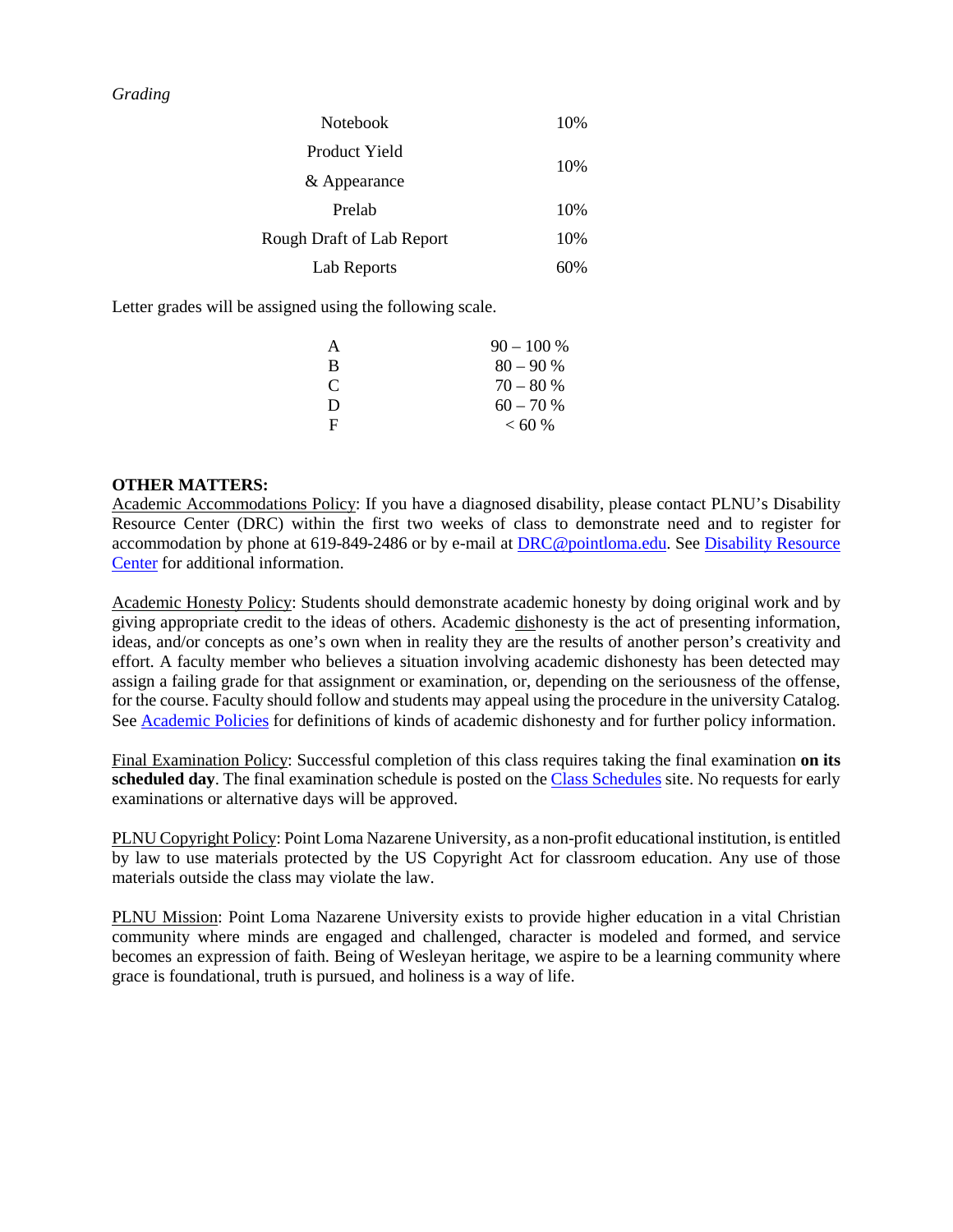*Grading*

| | |
|---|---|
| Notebook | 10% |
| Product Yield & Appearance | 10% |
| Prelab | 10% |
| Rough Draft of Lab Report | 10% |
| Lab Reports | 60% |

Letter grades will be assigned using the following scale.

| | |
|---|---|
| A | 90 – 100 % |
| B | 80 – 90 % |
| C | 70 – 80 % |
| D | 60 – 70 % |
| F | < 60 % |

**OTHER MATTERS:**

Academic Accommodations Policy: If you have a diagnosed disability, please contact PLNU's Disability Resource Center (DRC) within the first two weeks of class to demonstrate need and to register for accommodation by phone at 619-849-2486 or by e-mail at DRC@pointloma.edu. See Disability Resource Center for additional information.

Academic Honesty Policy: Students should demonstrate academic honesty by doing original work and by giving appropriate credit to the ideas of others. Academic dishonesty is the act of presenting information, ideas, and/or concepts as one's own when in reality they are the results of another person's creativity and effort. A faculty member who believes a situation involving academic dishonesty has been detected may assign a failing grade for that assignment or examination, or, depending on the seriousness of the offense, for the course. Faculty should follow and students may appeal using the procedure in the university Catalog. See Academic Policies for definitions of kinds of academic dishonesty and for further policy information.

Final Examination Policy: Successful completion of this class requires taking the final examination **on its scheduled day**. The final examination schedule is posted on the Class Schedules site. No requests for early examinations or alternative days will be approved.

PLNU Copyright Policy: Point Loma Nazarene University, as a non-profit educational institution, is entitled by law to use materials protected by the US Copyright Act for classroom education. Any use of those materials outside the class may violate the law.

PLNU Mission: Point Loma Nazarene University exists to provide higher education in a vital Christian community where minds are engaged and challenged, character is modeled and formed, and service becomes an expression of faith. Being of Wesleyan heritage, we aspire to be a learning community where grace is foundational, truth is pursued, and holiness is a way of life.